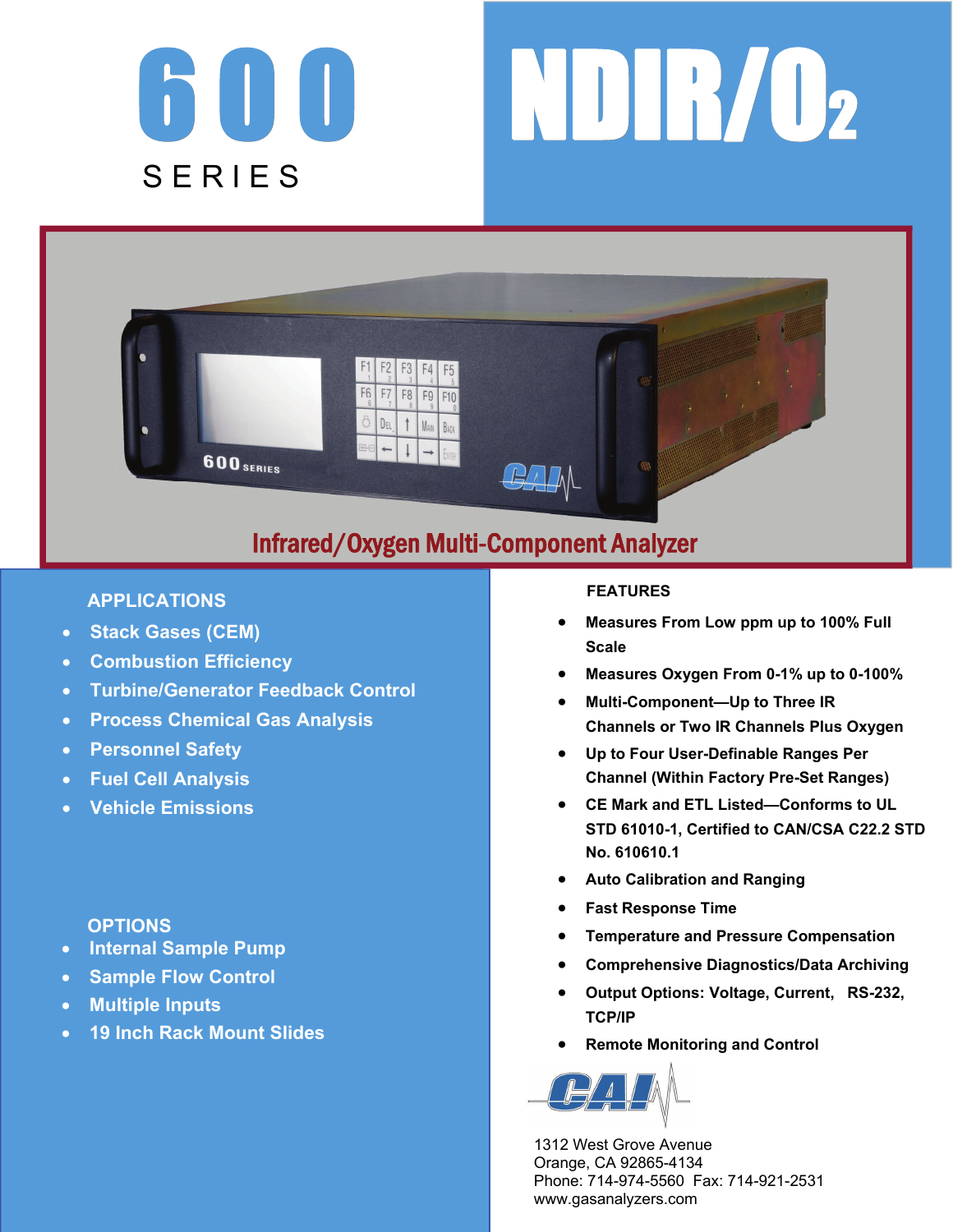# 600 SERIES

# NDIR/$O_2$

## Infrared/Oxygen Multi-Component Analyzer

### APPLICATIONS

- Stack Gases (CEM)
- Combustion Efficiency
- Turbine/Generator Feedback Control
- Process Chemical Gas Analysis
- Personnel Safety
- Fuel Cell Analysis
- Vehicle Emissions

### OPTIONS

- Internal Sample Pump
- Sample Flow Control
- Multiple Inputs
- 19 Inch Rack Mount Slides

### FEATURES

- Measures From Low ppm up to 100% Full Scale
- Measures Oxygen From 0-1% up to 0-100%
- Multi-Component—Up to Three IR Channels or Two IR Channels Plus Oxygen
- Up to Four User-Definable Ranges Per Channel (Within Factory Pre-Set Ranges)
- CE Mark and ETL Listed—Conforms to UL STD 61010-1, Certified to CAN/CSA C22.2 STD No. 610610.1
- Auto Calibration and Ranging
- Fast Response Time
- Temperature and Pressure Compensation
- Comprehensive Diagnostics/Data Archiving
- Output Options: Voltage, Current, RS-232, TCP/IP
- Remote Monitoring and Control

CAI

1312 West Grove Avenue
Orange, CA 92865-4134
Phone: 714-974-5560 Fax: 714-921-2531
www.gasanalyzers.com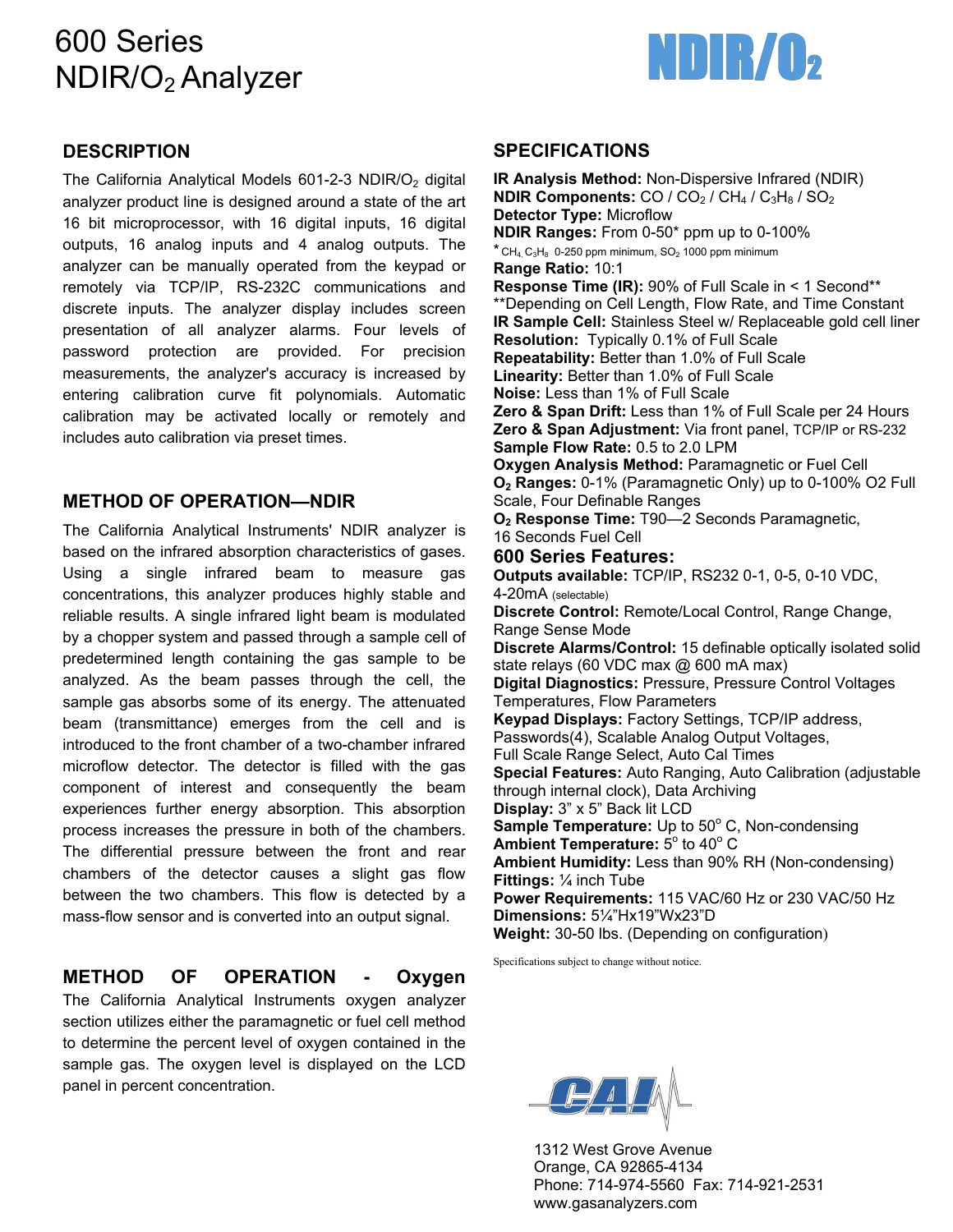#  600 Series NDIR/$O_2$ Analyzer

NDIR/$O_2$

## DESCRIPTION

The California Analytical Models 601-2-3 NDIR/$O_2$ digital analyzer product line is designed around a state of the art 16 bit microprocessor, with 16 digital inputs, 16 digital outputs, 16 analog inputs and 4 analog outputs. The analyzer can be manually operated from the keypad or remotely via TCP/IP, RS-232C communications and discrete inputs. The analyzer display includes screen presentation of all analyzer alarms. Four levels of password protection are provided. For precision measurements, the analyzer's accuracy is increased by entering calibration curve fit polynomials. Automatic calibration may be activated locally or remotely and includes auto calibration via preset times.

## METHOD OF OPERATION—NDIR

The California Analytical Instruments' NDIR analyzer is based on the infrared absorption characteristics of gases. Using a single infrared beam to measure gas concentrations, this analyzer produces highly stable and reliable results. A single infrared light beam is modulated by a chopper system and passed through a sample cell of predetermined length containing the gas sample to be analyzed. As the beam passes through the cell, the sample gas absorbs some of its energy. The attenuated beam (transmittance) emerges from the cell and is introduced to the front chamber of a two-chamber infrared microflow detector. The detector is filled with the gas component of interest and consequently the beam experiences further energy absorption. This absorption process increases the pressure in both of the chambers. The differential pressure between the front and rear chambers of the detector causes a slight gas flow between the two chambers. This flow is detected by a mass-flow sensor and is converted into an output signal.

## METHOD OF OPERATION - Oxygen

The California Analytical Instruments oxygen analyzer section utilizes either the paramagnetic or fuel cell method to determine the percent level of oxygen contained in the sample gas. The oxygen level is displayed on the LCD panel in percent concentration.

## SPECIFICATIONS

**IR Analysis Method:** Non-Dispersive Infrared (NDIR)
**NDIR Components:** CO / $CO_2$ / $CH_4$ / $C_3H_8$ / $SO_2$
**Detector Type:** Microflow
**NDIR Ranges:** From 0-50* ppm up to 0-100%
* $CH_4$, $C_3H_8$ 0-250 ppm minimum, $SO_2$ 1000 ppm minimum
**Range Ratio:** 10:1
**Response Time (IR):** 90% of Full Scale in < 1 Second**
**Depending on Cell Length, Flow Rate, and Time Constant
**IR Sample Cell:** Stainless Steel w/ Replaceable gold cell liner
**Resolution:** Typically 0.1% of Full Scale
**Repeatability:** Better than 1.0% of Full Scale
**Linearity:** Better than 1.0% of Full Scale
**Noise:** Less than 1% of Full Scale
**Zero & Span Drift:** Less than 1% of Full Scale per 24 Hours
**Zero & Span Adjustment:** Via front panel, TCP/IP or RS-232
**Sample Flow Rate:** 0.5 to 2.0 LPM
**Oxygen Analysis Method:** Paramagnetic or Fuel Cell
**$O_2$ Ranges:** 0-1% (Paramagnetic Only) up to 0-100% O2 Full Scale, Four Definable Ranges
**$O_2$ Response Time:** T90—2 Seconds Paramagnetic, 16 Seconds Fuel Cell

### 600 Series Features:

**Outputs available:** TCP/IP, RS232 0-1, 0-5, 0-10 VDC, 4-20mA (selectable)
**Discrete Control:** Remote/Local Control, Range Change, Range Sense Mode
**Discrete Alarms/Control:** 15 definable optically isolated solid state relays (60 VDC max @ 600 mA max)
**Digital Diagnostics:** Pressure, Pressure Control Voltages Temperatures, Flow Parameters
**Keypad Displays:** Factory Settings, TCP/IP address, Passwords(4), Scalable Analog Output Voltages, Full Scale Range Select, Auto Cal Times
**Special Features:** Auto Ranging, Auto Calibration (adjustable through internal clock), Data Archiving
**Display:** 3" x 5" Back lit LCD
**Sample Temperature:** Up to 50° C, Non-condensing
**Ambient Temperature:** 5° to 40° C
**Ambient Humidity:** Less than 90% RH (Non-condensing)
**Fittings:** ¼ inch Tube
**Power Requirements:** 115 VAC/60 Hz or 230 VAC/50 Hz
**Dimensions:** 5¼"Hx19"Wx23"D
**Weight:** 30-50 lbs. (Depending on configuration)

Specifications subject to change without notice.

CAI

1312 West Grove Avenue
Orange, CA 92865-4134
Phone: 714-974-5560 Fax: 714-921-2531
www.gasanalyzers.com